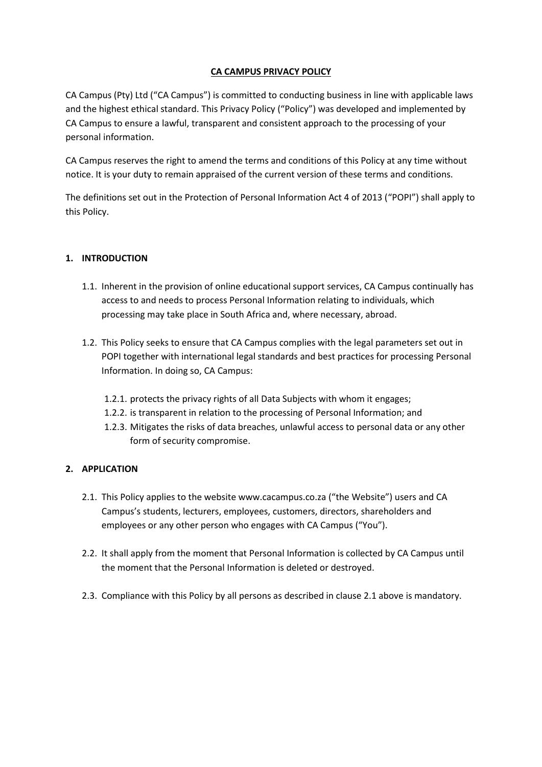# CA CAMPUS PRIVACY POLICY

CA Campus (Pty) Ltd ("CA Campus") is committed to conducting business in line with applicable laws and the highest ethical standard. This Privacy Policy ("Policy") was developed and implemented by CA Campus to ensure a lawful, transparent and consistent approach to the processing of your personal information.

CA Campus reserves the right to amend the terms and conditions of this Policy at any time without notice. It is your duty to remain appraised of the current version of these terms and conditions.

The definitions set out in the Protection of Personal Information Act 4 of 2013 ("POPI") shall apply to this Policy.

## 1. INTRODUCTION

1.1. Inherent in the provision of online educational support services, CA Campus continually has access to and needs to process Personal Information relating to individuals, which processing may take place in South Africa and, where necessary, abroad.

1.2. This Policy seeks to ensure that CA Campus complies with the legal parameters set out in POPI together with international legal standards and best practices for processing Personal Information. In doing so, CA Campus:

1.2.1. protects the privacy rights of all Data Subjects with whom it engages;

1.2.2. is transparent in relation to the processing of Personal Information; and

1.2.3. Mitigates the risks of data breaches, unlawful access to personal data or any other form of security compromise.

## 2. APPLICATION

2.1. This Policy applies to the website www.cacampus.co.za ("the Website") users and CA Campus's students, lecturers, employees, customers, directors, shareholders and employees or any other person who engages with CA Campus ("You").

2.2. It shall apply from the moment that Personal Information is collected by CA Campus until the moment that the Personal Information is deleted or destroyed.

2.3. Compliance with this Policy by all persons as described in clause 2.1 above is mandatory.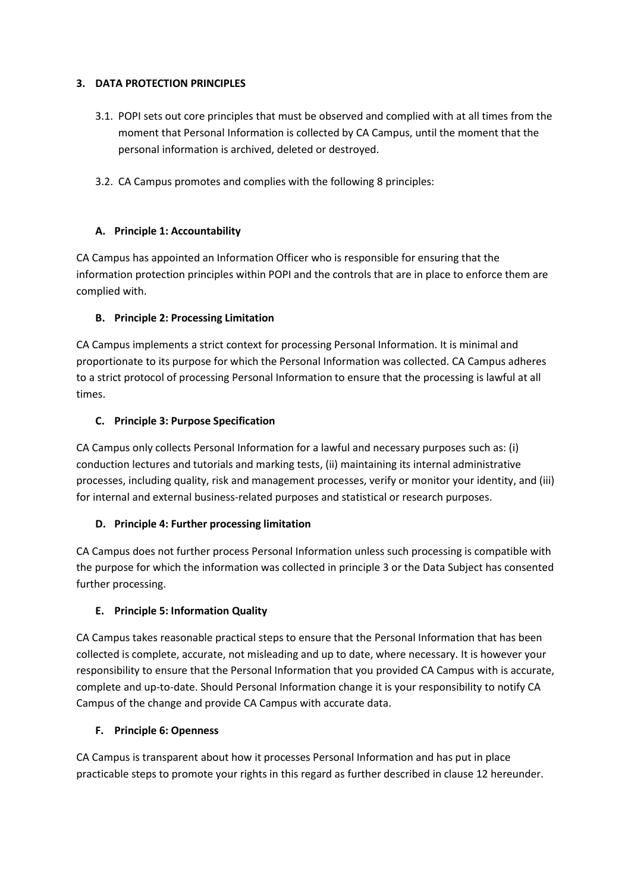**3. DATA PROTECTION PRINCIPLES**

3.1. POPI sets out core principles that must be observed and complied with at all times from the moment that Personal Information is collected by CA Campus, until the moment that the personal information is archived, deleted or destroyed.

3.2. CA Campus promotes and complies with the following 8 principles:

**A. Principle 1: Accountability**

CA Campus has appointed an Information Officer who is responsible for ensuring that the information protection principles within POPI and the controls that are in place to enforce them are complied with.

**B. Principle 2: Processing Limitation**

CA Campus implements a strict context for processing Personal Information. It is minimal and proportionate to its purpose for which the Personal Information was collected. CA Campus adheres to a strict protocol of processing Personal Information to ensure that the processing is lawful at all times.

**C. Principle 3: Purpose Specification**

CA Campus only collects Personal Information for a lawful and necessary purposes such as: (i) conduction lectures and tutorials and marking tests, (ii) maintaining its internal administrative processes, including quality, risk and management processes, verify or monitor your identity, and (iii) for internal and external business-related purposes and statistical or research purposes.

**D. Principle 4: Further processing limitation**

CA Campus does not further process Personal Information unless such processing is compatible with the purpose for which the information was collected in principle 3 or the Data Subject has consented further processing.

**E. Principle 5: Information Quality**

CA Campus takes reasonable practical steps to ensure that the Personal Information that has been collected is complete, accurate, not misleading and up to date, where necessary. It is however your responsibility to ensure that the Personal Information that you provided CA Campus with is accurate, complete and up-to-date. Should Personal Information change it is your responsibility to notify CA Campus of the change and provide CA Campus with accurate data.

**F. Principle 6: Openness**

CA Campus is transparent about how it processes Personal Information and has put in place practicable steps to promote your rights in this regard as further described in clause 12 hereunder.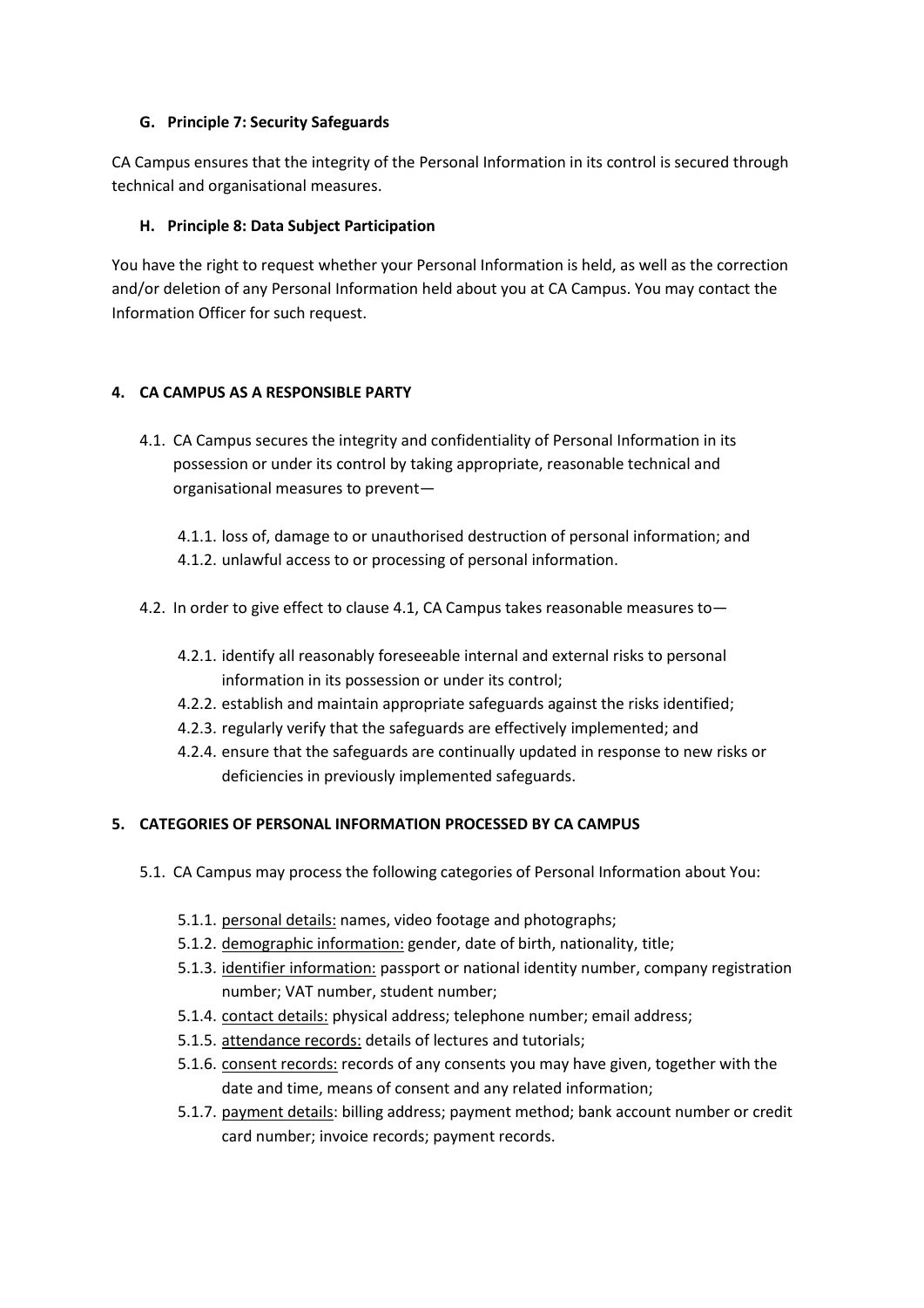### G. Principle 7: Security Safeguards

CA Campus ensures that the integrity of the Personal Information in its control is secured through technical and organisational measures.

### H. Principle 8: Data Subject Participation

You have the right to request whether your Personal Information is held, as well as the correction and/or deletion of any Personal Information held about you at CA Campus. You may contact the Information Officer for such request.

## 4. CA CAMPUS AS A RESPONSIBLE PARTY

4.1. CA Campus secures the integrity and confidentiality of Personal Information in its possession or under its control by taking appropriate, reasonable technical and organisational measures to prevent—

  4.1.1. loss of, damage to or unauthorised destruction of personal information; and
  
  4.1.2. unlawful access to or processing of personal information.

4.2. In order to give effect to clause 4.1, CA Campus takes reasonable measures to—

  4.2.1. identify all reasonably foreseeable internal and external risks to personal information in its possession or under its control;
  
  4.2.2. establish and maintain appropriate safeguards against the risks identified;
  
  4.2.3. regularly verify that the safeguards are effectively implemented; and
  
  4.2.4. ensure that the safeguards are continually updated in response to new risks or deficiencies in previously implemented safeguards.

## 5. CATEGORIES OF PERSONAL INFORMATION PROCESSED BY CA CAMPUS

5.1. CA Campus may process the following categories of Personal Information about You:

  5.1.1. <u>personal details:</u> names, video footage and photographs;
  
  5.1.2. <u>demographic information:</u> gender, date of birth, nationality, title;
  
  5.1.3. <u>identifier information:</u> passport or national identity number, company registration number; VAT number, student number;
  
  5.1.4. <u>contact details:</u> physical address; telephone number; email address;
  
  5.1.5. <u>attendance records:</u> details of lectures and tutorials;
  
  5.1.6. <u>consent records:</u> records of any consents you may have given, together with the date and time, means of consent and any related information;
  
  5.1.7. <u>payment details</u>: billing address; payment method; bank account number or credit card number; invoice records; payment records.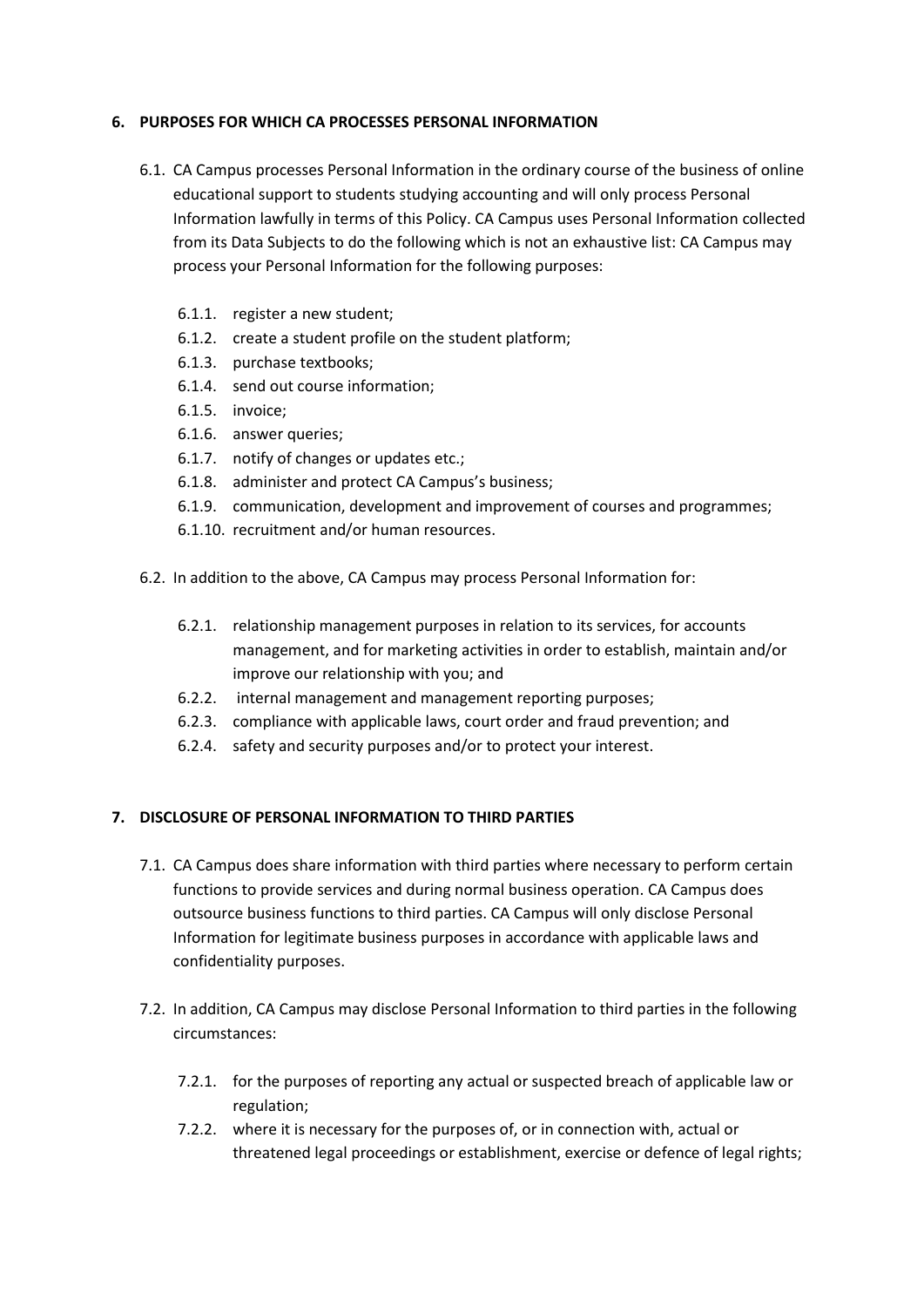## 6. PURPOSES FOR WHICH CA PROCESSES PERSONAL INFORMATION

6.1. CA Campus processes Personal Information in the ordinary course of the business of online educational support to students studying accounting and will only process Personal Information lawfully in terms of this Policy. CA Campus uses Personal Information collected from its Data Subjects to do the following which is not an exhaustive list: CA Campus may process your Personal Information for the following purposes:

- 6.1.1. register a new student;
- 6.1.2. create a student profile on the student platform;
- 6.1.3. purchase textbooks;
- 6.1.4. send out course information;
- 6.1.5. invoice;
- 6.1.6. answer queries;
- 6.1.7. notify of changes or updates etc.;
- 6.1.8. administer and protect CA Campus's business;
- 6.1.9. communication, development and improvement of courses and programmes;
- 6.1.10. recruitment and/or human resources.

6.2. In addition to the above, CA Campus may process Personal Information for:

- 6.2.1. relationship management purposes in relation to its services, for accounts management, and for marketing activities in order to establish, maintain and/or improve our relationship with you; and
- 6.2.2. internal management and management reporting purposes;
- 6.2.3. compliance with applicable laws, court order and fraud prevention; and
- 6.2.4. safety and security purposes and/or to protect your interest.

## 7. DISCLOSURE OF PERSONAL INFORMATION TO THIRD PARTIES

7.1. CA Campus does share information with third parties where necessary to perform certain functions to provide services and during normal business operation. CA Campus does outsource business functions to third parties. CA Campus will only disclose Personal Information for legitimate business purposes in accordance with applicable laws and confidentiality purposes.

7.2. In addition, CA Campus may disclose Personal Information to third parties in the following circumstances:

- 7.2.1. for the purposes of reporting any actual or suspected breach of applicable law or regulation;
- 7.2.2. where it is necessary for the purposes of, or in connection with, actual or threatened legal proceedings or establishment, exercise or defence of legal rights;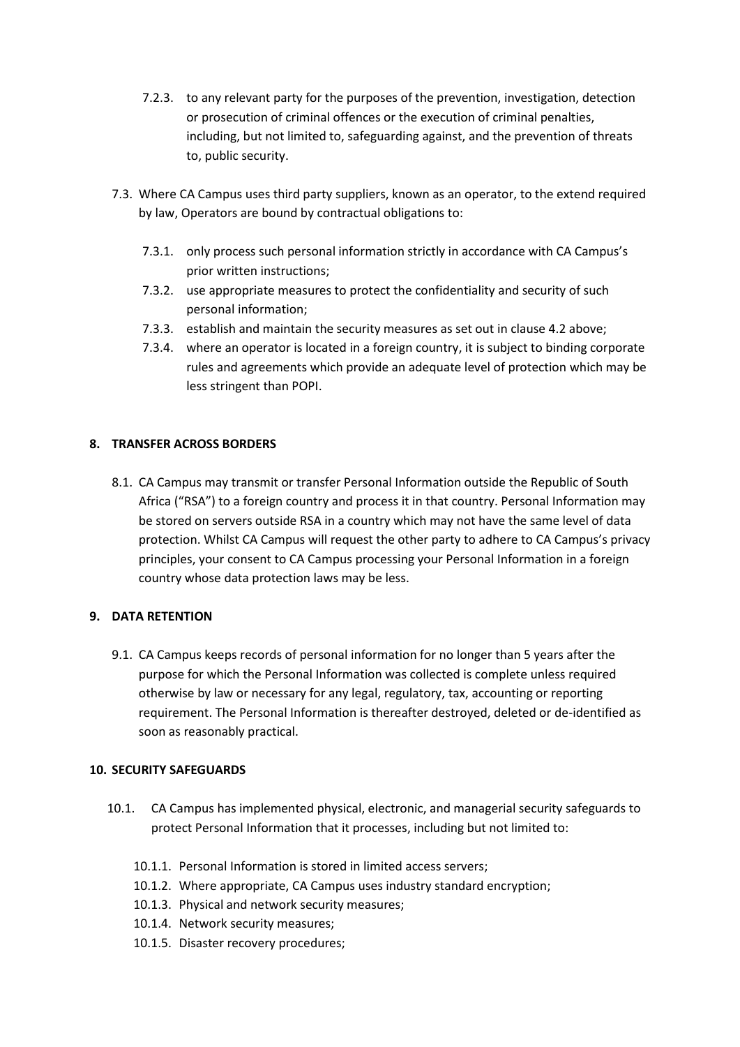7.2.3. to any relevant party for the purposes of the prevention, investigation, detection or prosecution of criminal offences or the execution of criminal penalties, including, but not limited to, safeguarding against, and the prevention of threats to, public security.

7.3. Where CA Campus uses third party suppliers, known as an operator, to the extend required by law, Operators are bound by contractual obligations to:

7.3.1. only process such personal information strictly in accordance with CA Campus's prior written instructions;

7.3.2. use appropriate measures to protect the confidentiality and security of such personal information;

7.3.3. establish and maintain the security measures as set out in clause 4.2 above;

7.3.4. where an operator is located in a foreign country, it is subject to binding corporate rules and agreements which provide an adequate level of protection which may be less stringent than POPI.

**8. TRANSFER ACROSS BORDERS**

8.1. CA Campus may transmit or transfer Personal Information outside the Republic of South Africa ("RSA") to a foreign country and process it in that country. Personal Information may be stored on servers outside RSA in a country which may not have the same level of data protection. Whilst CA Campus will request the other party to adhere to CA Campus's privacy principles, your consent to CA Campus processing your Personal Information in a foreign country whose data protection laws may be less.

**9. DATA RETENTION**

9.1. CA Campus keeps records of personal information for no longer than 5 years after the purpose for which the Personal Information was collected is complete unless required otherwise by law or necessary for any legal, regulatory, tax, accounting or reporting requirement. The Personal Information is thereafter destroyed, deleted or de-identified as soon as reasonably practical.

**10. SECURITY SAFEGUARDS**

10.1. CA Campus has implemented physical, electronic, and managerial security safeguards to protect Personal Information that it processes, including but not limited to:

10.1.1. Personal Information is stored in limited access servers;

10.1.2. Where appropriate, CA Campus uses industry standard encryption;

10.1.3. Physical and network security measures;

10.1.4. Network security measures;

10.1.5. Disaster recovery procedures;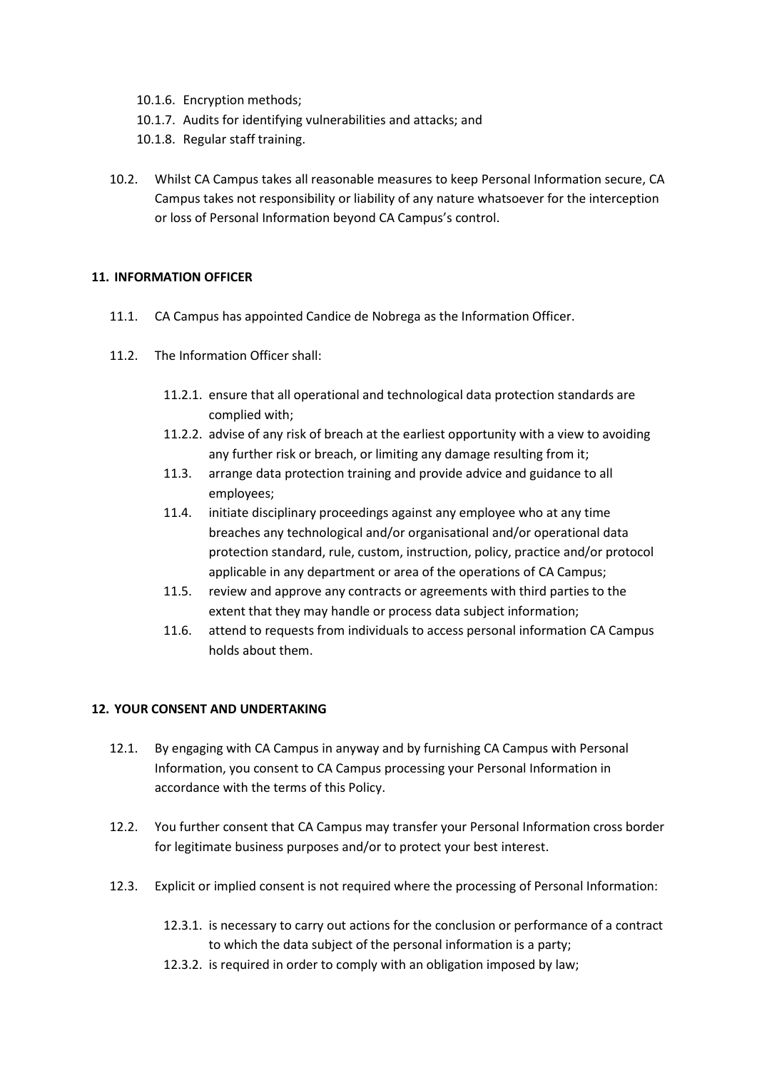- 10.1.6. Encryption methods;
- 10.1.7. Audits for identifying vulnerabilities and attacks; and
- 10.1.8. Regular staff training.

10.2. Whilst CA Campus takes all reasonable measures to keep Personal Information secure, CA Campus takes not responsibility or liability of any nature whatsoever for the interception or loss of Personal Information beyond CA Campus's control.

**11. INFORMATION OFFICER**

11.1. CA Campus has appointed Candice de Nobrega as the Information Officer.

11.2. The Information Officer shall:

- 11.2.1. ensure that all operational and technological data protection standards are complied with;
- 11.2.2. advise of any risk of breach at the earliest opportunity with a view to avoiding any further risk or breach, or limiting any damage resulting from it;
- 11.3. arrange data protection training and provide advice and guidance to all employees;
- 11.4. initiate disciplinary proceedings against any employee who at any time breaches any technological and/or organisational and/or operational data protection standard, rule, custom, instruction, policy, practice and/or protocol applicable in any department or area of the operations of CA Campus;
- 11.5. review and approve any contracts or agreements with third parties to the extent that they may handle or process data subject information;
- 11.6. attend to requests from individuals to access personal information CA Campus holds about them.

**12. YOUR CONSENT AND UNDERTAKING**

12.1. By engaging with CA Campus in anyway and by furnishing CA Campus with Personal Information, you consent to CA Campus processing your Personal Information in accordance with the terms of this Policy.

12.2. You further consent that CA Campus may transfer your Personal Information cross border for legitimate business purposes and/or to protect your best interest.

12.3. Explicit or implied consent is not required where the processing of Personal Information:

- 12.3.1. is necessary to carry out actions for the conclusion or performance of a contract to which the data subject of the personal information is a party;
- 12.3.2. is required in order to comply with an obligation imposed by law;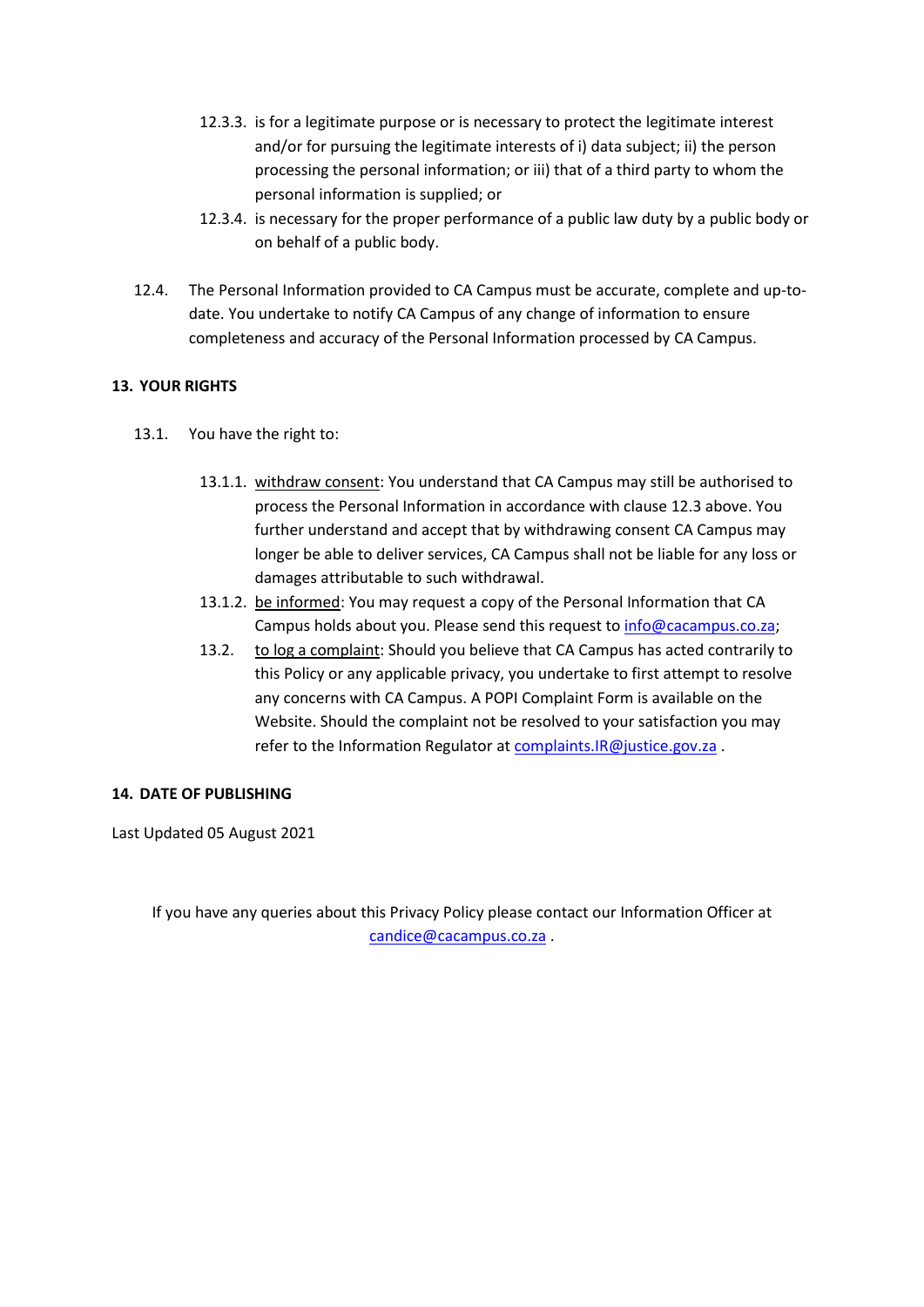12.3.3. is for a legitimate purpose or is necessary to protect the legitimate interest and/or for pursuing the legitimate interests of i) data subject; ii) the person processing the personal information; or iii) that of a third party to whom the personal information is supplied; or

12.3.4. is necessary for the proper performance of a public law duty by a public body or on behalf of a public body.

12.4. The Personal Information provided to CA Campus must be accurate, complete and up-to-date. You undertake to notify CA Campus of any change of information to ensure completeness and accuracy of the Personal Information processed by CA Campus.

## 13. YOUR RIGHTS

13.1. You have the right to:

13.1.1. withdraw consent: You understand that CA Campus may still be authorised to process the Personal Information in accordance with clause 12.3 above. You further understand and accept that by withdrawing consent CA Campus may longer be able to deliver services, CA Campus shall not be liable for any loss or damages attributable to such withdrawal.

13.1.2. be informed: You may request a copy of the Personal Information that CA Campus holds about you. Please send this request to [info@cacampus.co.za](mailto:info@cacampus.co.za);

13.2. to log a complaint: Should you believe that CA Campus has acted contrarily to this Policy or any applicable privacy, you undertake to first attempt to resolve any concerns with CA Campus. A POPI Complaint Form is available on the Website. Should the complaint not be resolved to your satisfaction you may refer to the Information Regulator at [complaints.IR@justice.gov.za](mailto:complaints.IR@justice.gov.za) .

## 14. DATE OF PUBLISHING

Last Updated 05 August 2021

If you have any queries about this Privacy Policy please contact our Information Officer at [candice@cacampus.co.za](mailto:candice@cacampus.co.za) .